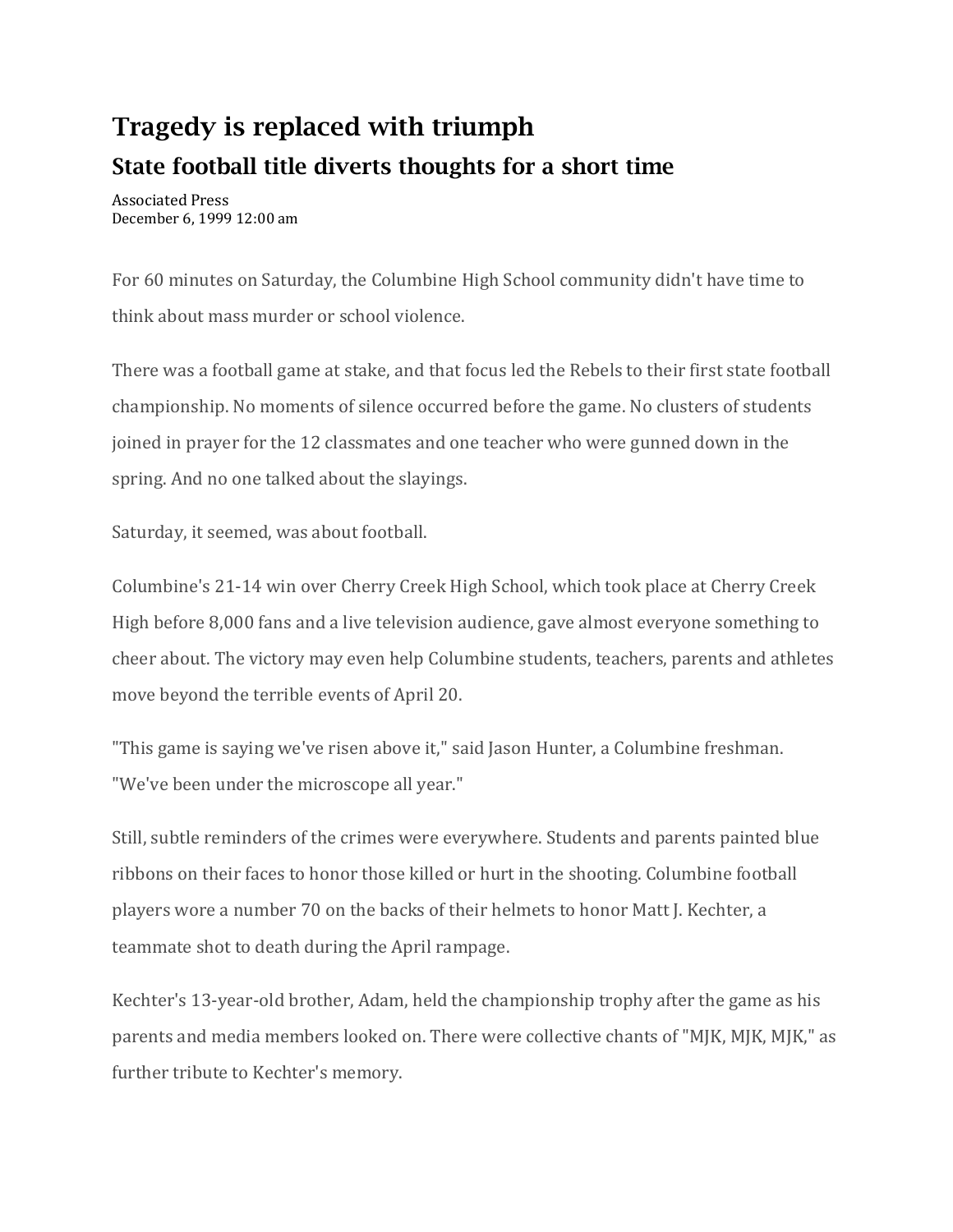# Tragedy is replaced with triumph

## State football title diverts thoughts for a short time

Associated Press
December 6, 1999 12:00 am

For 60 minutes on Saturday, the Columbine High School community didn't have time to think about mass murder or school violence.

There was a football game at stake, and that focus led the Rebels to their first state football championship. No moments of silence occurred before the game. No clusters of students joined in prayer for the 12 classmates and one teacher who were gunned down in the spring. And no one talked about the slayings.

Saturday, it seemed, was about football.

Columbine's 21-14 win over Cherry Creek High School, which took place at Cherry Creek High before 8,000 fans and a live television audience, gave almost everyone something to cheer about. The victory may even help Columbine students, teachers, parents and athletes move beyond the terrible events of April 20.

"This game is saying we've risen above it," said Jason Hunter, a Columbine freshman. "We've been under the microscope all year."

Still, subtle reminders of the crimes were everywhere. Students and parents painted blue ribbons on their faces to honor those killed or hurt in the shooting. Columbine football players wore a number 70 on the backs of their helmets to honor Matt J. Kechter, a teammate shot to death during the April rampage.

Kechter's 13-year-old brother, Adam, held the championship trophy after the game as his parents and media members looked on. There were collective chants of "MJK, MJK, MJK," as further tribute to Kechter's memory.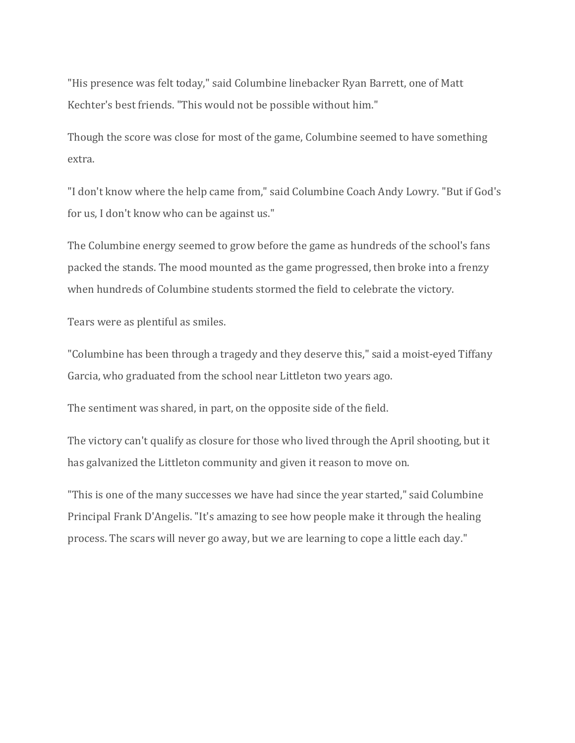"His presence was felt today," said Columbine linebacker Ryan Barrett, one of Matt Kechter's best friends. "This would not be possible without him."

Though the score was close for most of the game, Columbine seemed to have something extra.

"I don't know where the help came from," said Columbine Coach Andy Lowry. "But if God's for us, I don't know who can be against us."

The Columbine energy seemed to grow before the game as hundreds of the school's fans packed the stands. The mood mounted as the game progressed, then broke into a frenzy when hundreds of Columbine students stormed the field to celebrate the victory.

Tears were as plentiful as smiles.

"Columbine has been through a tragedy and they deserve this," said a moist-eyed Tiffany Garcia, who graduated from the school near Littleton two years ago.

The sentiment was shared, in part, on the opposite side of the field.

The victory can't qualify as closure for those who lived through the April shooting, but it has galvanized the Littleton community and given it reason to move on.

"This is one of the many successes we have had since the year started," said Columbine Principal Frank D'Angelis. "It's amazing to see how people make it through the healing process. The scars will never go away, but we are learning to cope a little each day."